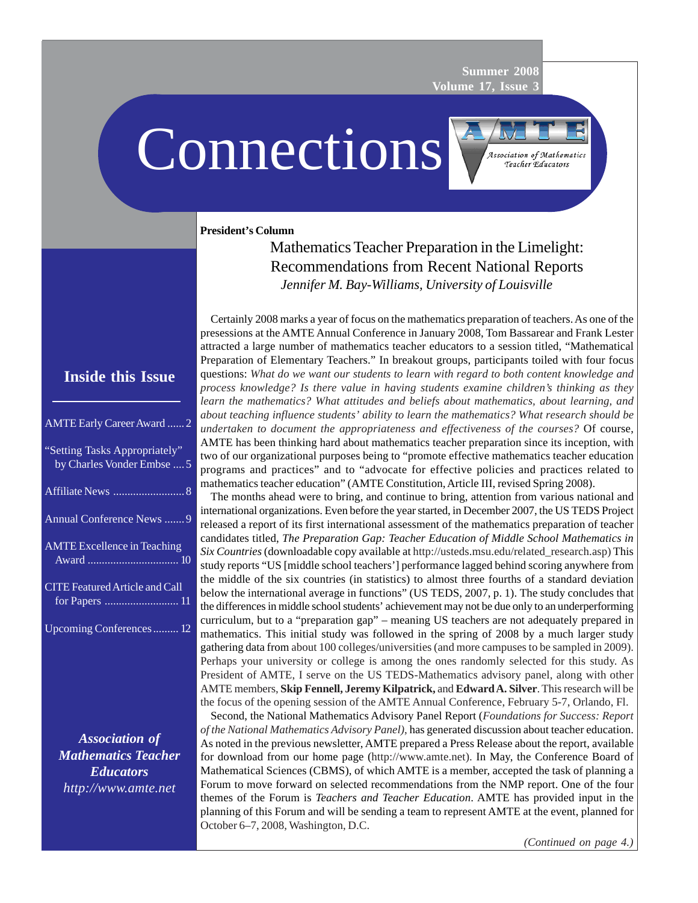Summer 2008
Volume 17, Issue 3

# Connections

Association of Mathematics Teacher Educators

## Inside this Issue

- AMTE Early Career Award ...... 2
- "Setting Tasks Appropriately" by Charles Vonder Embse .... 5
- Affiliate News ......................... 8
- Annual Conference News ....... 9
- AMTE Excellence in Teaching Award ................................ 10
- CITE Featured Article and Call for Papers .......................... 11
- Upcoming Conferences ......... 12

***Association of Mathematics Teacher Educators***
*http://www.amte.net*

**President's Column**

## Mathematics Teacher Preparation in the Limelight: Recommendations from Recent National Reports

*Jennifer M. Bay-Williams, University of Louisville*

Certainly 2008 marks a year of focus on the mathematics preparation of teachers. As one of the presessions at the AMTE Annual Conference in January 2008, Tom Bassarear and Frank Lester attracted a large number of mathematics teacher educators to a session titled, "Mathematical Preparation of Elementary Teachers." In breakout groups, participants toiled with four focus questions: *What do we want our students to learn with regard to both content knowledge and process knowledge? Is there value in having students examine children's thinking as they learn the mathematics? What attitudes and beliefs about mathematics, about learning, and about teaching influence students' ability to learn the mathematics? What research should be undertaken to document the appropriateness and effectiveness of the courses?* Of course, AMTE has been thinking hard about mathematics teacher preparation since its inception, with two of our organizational purposes being to "promote effective mathematics teacher education programs and practices" and to "advocate for effective policies and practices related to mathematics teacher education" (AMTE Constitution, Article III, revised Spring 2008).

The months ahead were to bring, and continue to bring, attention from various national and international organizations. Even before the year started, in December 2007, the US TEDS Project released a report of its first international assessment of the mathematics preparation of teacher candidates titled, *The Preparation Gap: Teacher Education of Middle School Mathematics in Six Countries* (downloadable copy available at http://usteds.msu.edu/related_research.asp) This study reports "US [middle school teachers'] performance lagged behind scoring anywhere from the middle of the six countries (in statistics) to almost three fourths of a standard deviation below the international average in functions" (US TEDS, 2007, p. 1). The study concludes that the differences in middle school students' achievement may not be due only to an underperforming curriculum, but to a "preparation gap" – meaning US teachers are not adequately prepared in mathematics. This initial study was followed in the spring of 2008 by a much larger study gathering data from about 100 colleges/universities (and more campuses to be sampled in 2009). Perhaps your university or college is among the ones randomly selected for this study. As President of AMTE, I serve on the US TEDS-Mathematics advisory panel, along with other AMTE members, **Skip Fennell, Jeremy Kilpatrick,** and **Edward A. Silver**. This research will be the focus of the opening session of the AMTE Annual Conference, February 5-7, Orlando, Fl.

Second, the National Mathematics Advisory Panel Report (*Foundations for Success: Report of the National Mathematics Advisory Panel),* has generated discussion about teacher education. As noted in the previous newsletter, AMTE prepared a Press Release about the report, available for download from our home page (http://www.amte.net). In May, the Conference Board of Mathematical Sciences (CBMS), of which AMTE is a member, accepted the task of planning a Forum to move forward on selected recommendations from the NMP report. One of the four themes of the Forum is *Teachers and Teacher Education*. AMTE has provided input in the planning of this Forum and will be sending a team to represent AMTE at the event, planned for October 6–7, 2008, Washington, D.C.

*(Continued on page 4.)*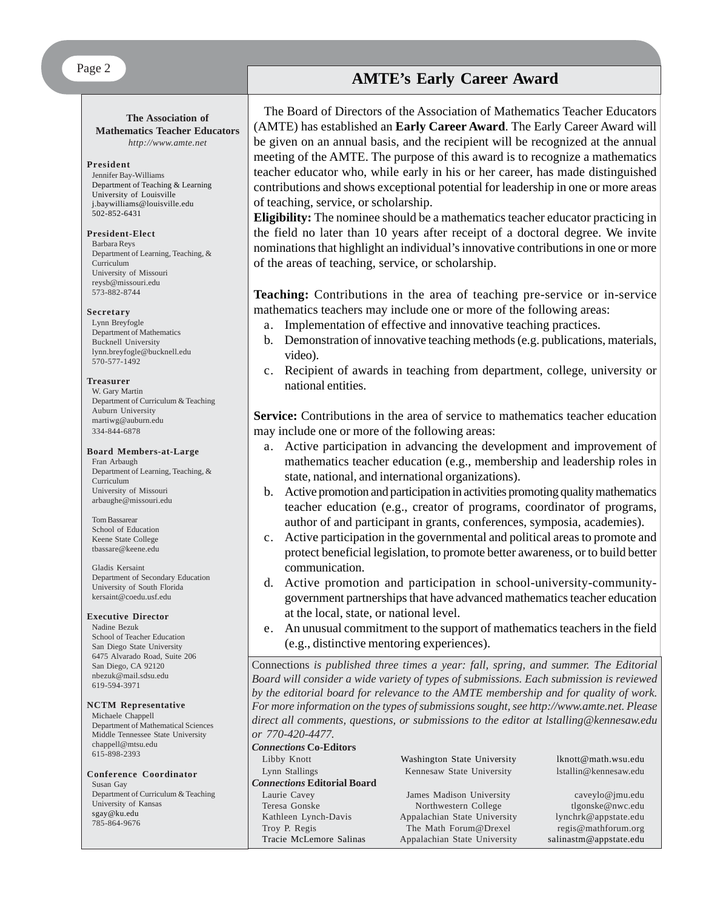## AMTE's Early Career Award

The Board of Directors of the Association of Mathematics Teacher Educators (AMTE) has established an **Early Career Award**. The Early Career Award will be given on an annual basis, and the recipient will be recognized at the annual meeting of the AMTE. The purpose of this award is to recognize a mathematics teacher educator who, while early in his or her career, has made distinguished contributions and shows exceptional potential for leadership in one or more areas of teaching, service, or scholarship.

**Eligibility:** The nominee should be a mathematics teacher educator practicing in the field no later than 10 years after receipt of a doctoral degree. We invite nominations that highlight an individual's innovative contributions in one or more of the areas of teaching, service, or scholarship.

**Teaching:** Contributions in the area of teaching pre-service or in-service mathematics teachers may include one or more of the following areas:

a. Implementation of effective and innovative teaching practices.
b. Demonstration of innovative teaching methods (e.g. publications, materials, video).
c. Recipient of awards in teaching from department, college, university or national entities.

**Service:** Contributions in the area of service to mathematics teacher education may include one or more of the following areas:

a. Active participation in advancing the development and improvement of mathematics teacher education (e.g., membership and leadership roles in state, national, and international organizations).
b. Active promotion and participation in activities promoting quality mathematics teacher education (e.g., creator of programs, coordinator of programs, author of and participant in grants, conferences, symposia, academies).
c. Active participation in the governmental and political areas to promote and protect beneficial legislation, to promote better awareness, or to build better communication.
d. Active promotion and participation in school-university-community-government partnerships that have advanced mathematics teacher education at the local, state, or national level.
e. An unusual commitment to the support of mathematics teachers in the field (e.g., distinctive mentoring experiences).

---

**The Association of Mathematics Teacher Educators**
*http://www.amte.net*

**President**
Jennifer Bay-Williams
Department of Teaching & Learning
University of Louisville
j.baywilliams@louisville.edu
502-852-6431

**President-Elect**
Barbara Reys
Department of Learning, Teaching, & Curriculum
University of Missouri
reysb@missouri.edu
573-882-8744

**Secretary**
Lynn Breyfogle
Department of Mathematics
Bucknell University
lynn.breyfogle@bucknell.edu
570-577-1492

**Treasurer**
W. Gary Martin
Department of Curriculum & Teaching
Auburn University
martiwg@auburn.edu
334-844-6878

**Board Members-at-Large**
Fran Arbaugh
Department of Learning, Teaching, & Curriculum
University of Missouri
arbaughe@missouri.edu

Tom Bassarear
School of Education
Keene State College
tbassare@keene.edu

Gladis Kersaint
Department of Secondary Education
University of South Florida
kersaint@coedu.usf.edu

**Executive Director**
Nadine Bezuk
School of Teacher Education
San Diego State University
6475 Alvarado Road, Suite 206
San Diego, CA 92120
nbezuk@mail.sdsu.edu
619-594-3971

**NCTM Representative**
Michaele Chappell
Department of Mathematical Sciences
Middle Tennessee State University
chappell@mtsu.edu
615-898-2393

**Conference Coordinator**
Susan Gay
Department of Curriculum & Teaching
University of Kansas
sgay@ku.edu
785-864-9676

---

Connections *is published three times a year: fall, spring, and summer. The Editorial Board will consider a wide variety of types of submissions. Each submission is reviewed by the editorial board for relevance to the AMTE membership and for quality of work. For more information on the types of submissions sought, see http://www.amte.net. Please direct all comments, questions, or submissions to the editor at lstalling@kennesaw.edu or 770-420-4477.*

***Connections* Co-Editors**

| | | |
|---|---|---|
| Libby Knott | Washington State University | lknott@math.wsu.edu |
| Lynn Stallings | Kennesaw State University | lstallin@kennesaw.edu |

***Connections* Editorial Board**

| | | |
|---|---|---|
| Laurie Cavey | James Madison University | caveylo@jmu.edu |
| Teresa Gonske | Northwestern College | tlgonske@nwc.edu |
| Kathleen Lynch-Davis | Appalachian State University | lynchrk@appstate.edu |
| Troy P. Regis | The Math Forum@Drexel | regis@mathforum.org |
| Tracie McLemore Salinas | Appalachian State University | salinastm@appstate.edu |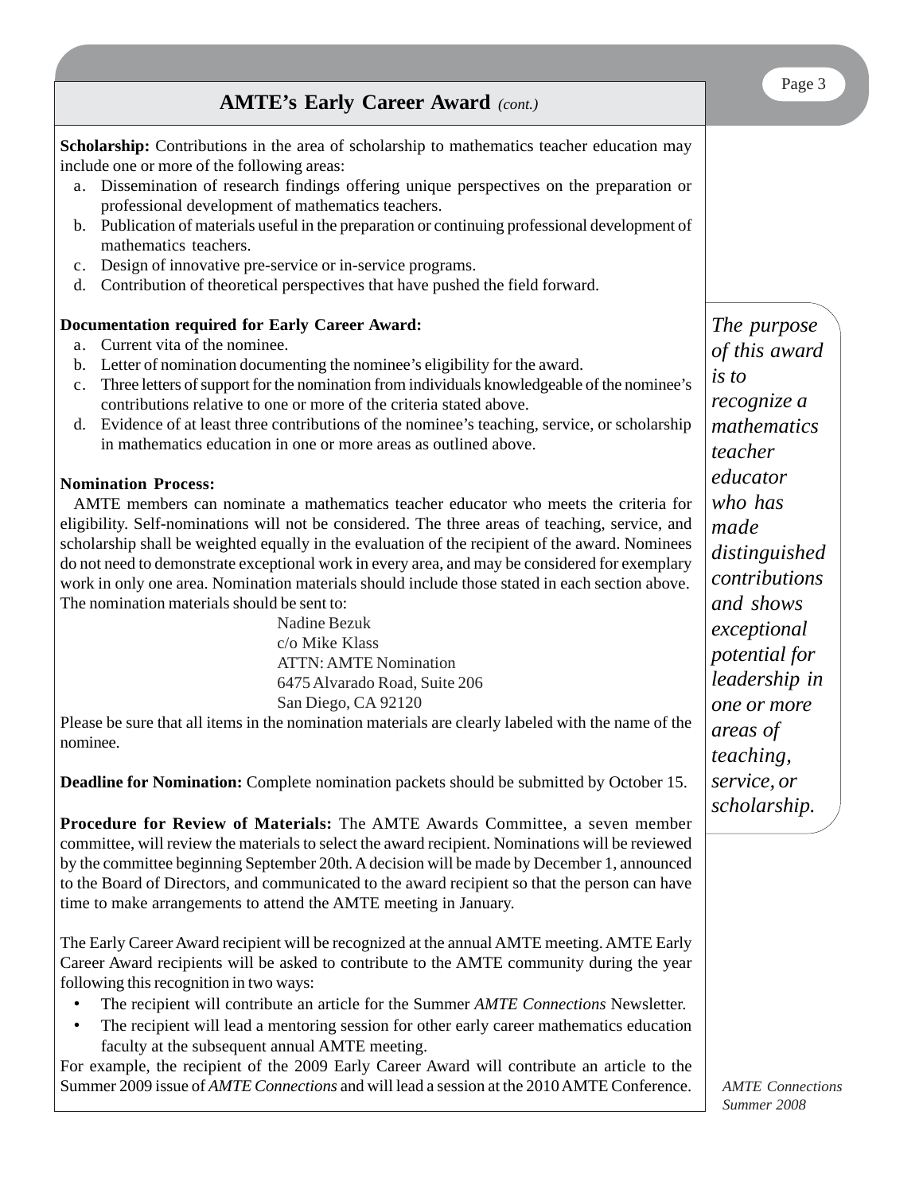## AMTE's Early Career Award *(cont.)*

**Scholarship:** Contributions in the area of scholarship to mathematics teacher education may include one or more of the following areas:

a. Dissemination of research findings offering unique perspectives on the preparation or professional development of mathematics teachers.
b. Publication of materials useful in the preparation or continuing professional development of mathematics teachers.
c. Design of innovative pre-service or in-service programs.
d. Contribution of theoretical perspectives that have pushed the field forward.

**Documentation required for Early Career Award:**

a. Current vita of the nominee.
b. Letter of nomination documenting the nominee's eligibility for the award.
c. Three letters of support for the nomination from individuals knowledgeable of the nominee's contributions relative to one or more of the criteria stated above.
d. Evidence of at least three contributions of the nominee's teaching, service, or scholarship in mathematics education in one or more areas as outlined above.

**Nomination Process:**

AMTE members can nominate a mathematics teacher educator who meets the criteria for eligibility. Self-nominations will not be considered. The three areas of teaching, service, and scholarship shall be weighted equally in the evaluation of the recipient of the award. Nominees do not need to demonstrate exceptional work in every area, and may be considered for exemplary work in only one area. Nomination materials should include those stated in each section above. The nomination materials should be sent to:

Nadine Bezuk
c/o Mike Klass
ATTN: AMTE Nomination
6475 Alvarado Road, Suite 206
San Diego, CA 92120

Please be sure that all items in the nomination materials are clearly labeled with the name of the nominee.

**Deadline for Nomination:** Complete nomination packets should be submitted by October 15.

**Procedure for Review of Materials:** The AMTE Awards Committee, a seven member committee, will review the materials to select the award recipient. Nominations will be reviewed by the committee beginning September 20th. A decision will be made by December 1, announced to the Board of Directors, and communicated to the award recipient so that the person can have time to make arrangements to attend the AMTE meeting in January.

The Early Career Award recipient will be recognized at the annual AMTE meeting. AMTE Early Career Award recipients will be asked to contribute to the AMTE community during the year following this recognition in two ways:

- The recipient will contribute an article for the Summer *AMTE Connections* Newsletter.
- The recipient will lead a mentoring session for other early career mathematics education faculty at the subsequent annual AMTE meeting.

For example, the recipient of the 2009 Early Career Award will contribute an article to the Summer 2009 issue of *AMTE Connections* and will lead a session at the 2010 AMTE Conference.

*The purpose of this award is to recognize a mathematics teacher educator who has made distinguished contributions and shows exceptional potential for leadership in one or more areas of teaching, service, or scholarship.*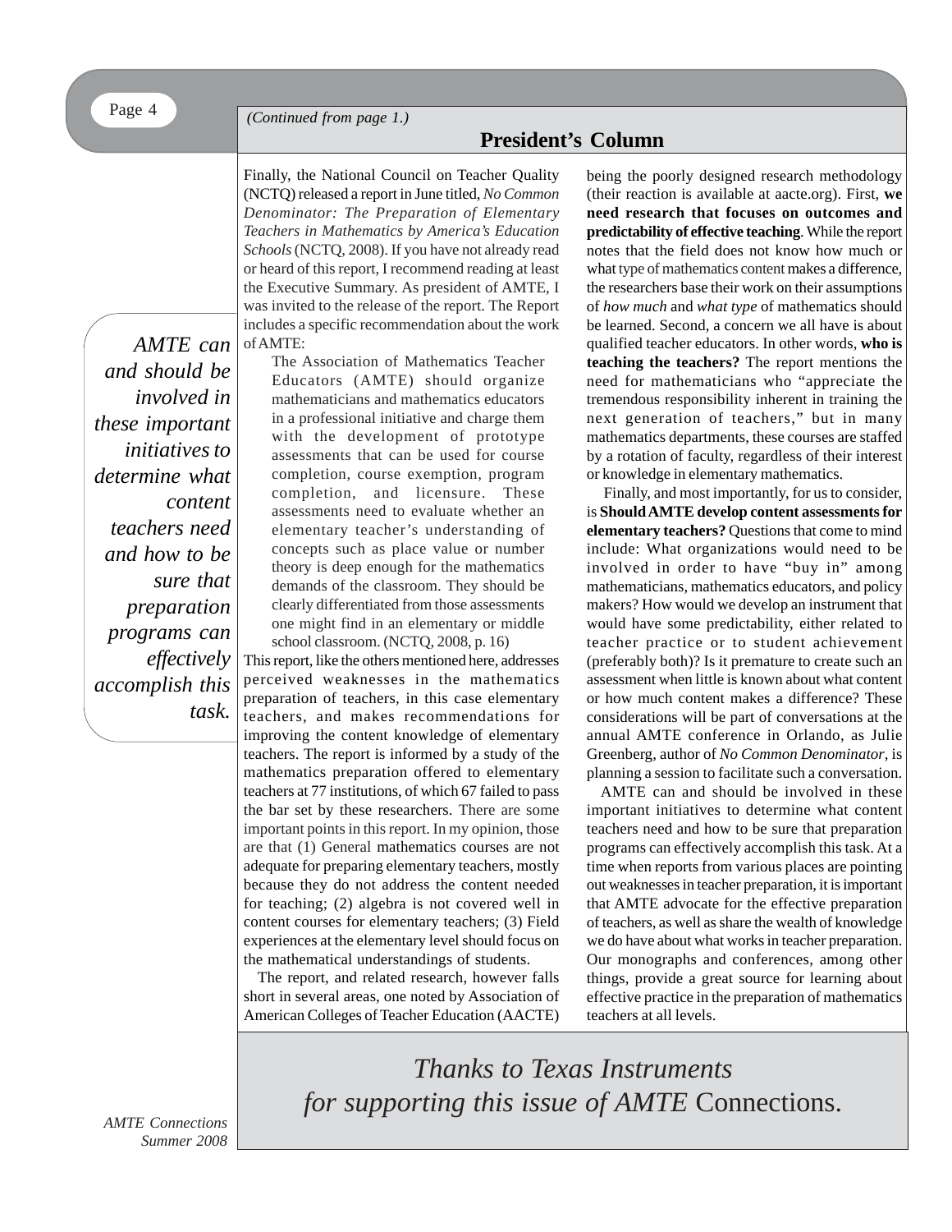*(Continued from page 1.)*

## President's Column

Finally, the National Council on Teacher Quality (NCTQ) released a report in June titled, *No Common Denominator: The Preparation of Elementary Teachers in Mathematics by America's Education Schools* (NCTQ, 2008). If you have not already read or heard of this report, I recommend reading at least the Executive Summary. As president of AMTE, I was invited to the release of the report. The Report includes a specific recommendation about the work of AMTE:

> The Association of Mathematics Teacher Educators (AMTE) should organize mathematicians and mathematics educators in a professional initiative and charge them with the development of prototype assessments that can be used for course completion, course exemption, program completion, and licensure. These assessments need to evaluate whether an elementary teacher's understanding of concepts such as place value or number theory is deep enough for the mathematics demands of the classroom. They should be clearly differentiated from those assessments one might find in an elementary or middle school classroom. (NCTQ, 2008, p. 16)

This report, like the others mentioned here, addresses perceived weaknesses in the mathematics preparation of teachers, in this case elementary teachers, and makes recommendations for improving the content knowledge of elementary teachers. The report is informed by a study of the mathematics preparation offered to elementary teachers at 77 institutions, of which 67 failed to pass the bar set by these researchers. There are some important points in this report. In my opinion, those are that (1) General mathematics courses are not adequate for preparing elementary teachers, mostly because they do not address the content needed for teaching; (2) algebra is not covered well in content courses for elementary teachers; (3) Field experiences at the elementary level should focus on the mathematical understandings of students.

The report, and related research, however falls short in several areas, one noted by Association of American Colleges of Teacher Education (AACTE) being the poorly designed research methodology (their reaction is available at aacte.org). First, **we need research that focuses on outcomes and predictability of effective teaching**. While the report notes that the field does not know how much or what type of mathematics content makes a difference, the researchers base their work on their assumptions of *how much* and *what type* of mathematics should be learned. Second, a concern we all have is about qualified teacher educators. In other words, **who is teaching the teachers?** The report mentions the need for mathematicians who "appreciate the tremendous responsibility inherent in training the next generation of teachers," but in many mathematics departments, these courses are staffed by a rotation of faculty, regardless of their interest or knowledge in elementary mathematics.

Finally, and most importantly, for us to consider, is **Should AMTE develop content assessments for elementary teachers?** Questions that come to mind include: What organizations would need to be involved in order to have "buy in" among mathematicians, mathematics educators, and policy makers? How would we develop an instrument that would have some predictability, either related to teacher practice or to student achievement (preferably both)? Is it premature to create such an assessment when little is known about what content or how much content makes a difference? These considerations will be part of conversations at the annual AMTE conference in Orlando, as Julie Greenberg, author of *No Common Denominator*, is planning a session to facilitate such a conversation.

AMTE can and should be involved in these important initiatives to determine what content teachers need and how to be sure that preparation programs can effectively accomplish this task. At a time when reports from various places are pointing out weaknesses in teacher preparation, it is important that AMTE advocate for the effective preparation of teachers, as well as share the wealth of knowledge we do have about what works in teacher preparation. Our monographs and conferences, among other things, provide a great source for learning about effective practice in the preparation of mathematics teachers at all levels.

> *AMTE can and should be involved in these important initiatives to determine what content teachers need and how to be sure that preparation programs can effectively accomplish this task.*

*Thanks to Texas Instruments for supporting this issue of AMTE* Connections.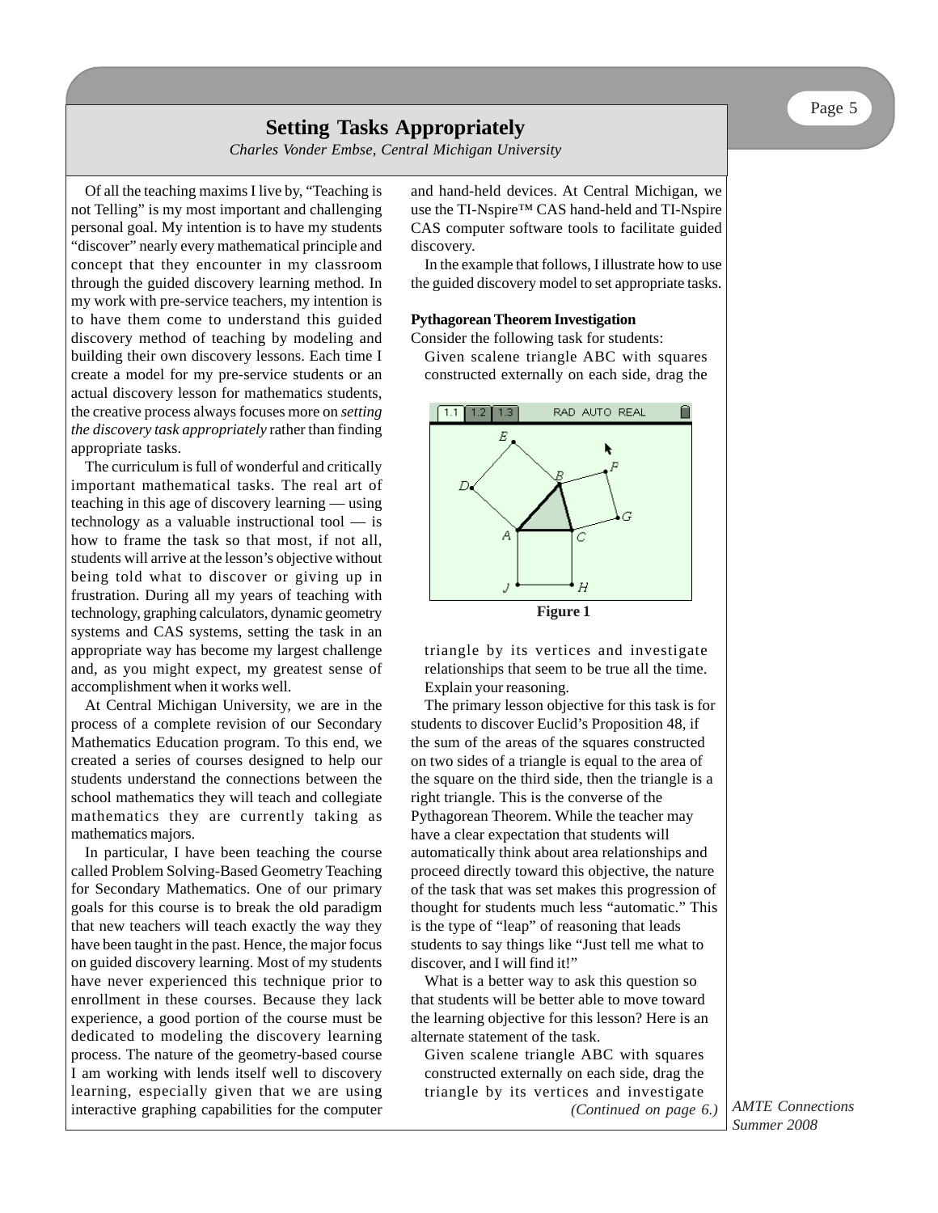# Setting Tasks Appropriately

*Charles Vonder Embse, Central Michigan University*

Of all the teaching maxims I live by, "Teaching is not Telling" is my most important and challenging personal goal. My intention is to have my students "discover" nearly every mathematical principle and concept that they encounter in my classroom through the guided discovery learning method. In my work with pre-service teachers, my intention is to have them come to understand this guided discovery method of teaching by modeling and building their own discovery lessons. Each time I create a model for my pre-service students or an actual discovery lesson for mathematics students, the creative process always focuses more on *setting the discovery task appropriately* rather than finding appropriate tasks.

The curriculum is full of wonderful and critically important mathematical tasks. The real art of teaching in this age of discovery learning — using technology as a valuable instructional tool — is how to frame the task so that most, if not all, students will arrive at the lesson's objective without being told what to discover or giving up in frustration. During all my years of teaching with technology, graphing calculators, dynamic geometry systems and CAS systems, setting the task in an appropriate way has become my largest challenge and, as you might expect, my greatest sense of accomplishment when it works well.

At Central Michigan University, we are in the process of a complete revision of our Secondary Mathematics Education program. To this end, we created a series of courses designed to help our students understand the connections between the school mathematics they will teach and collegiate mathematics they are currently taking as mathematics majors.

In particular, I have been teaching the course called Problem Solving-Based Geometry Teaching for Secondary Mathematics. One of our primary goals for this course is to break the old paradigm that new teachers will teach exactly the way they have been taught in the past. Hence, the major focus on guided discovery learning. Most of my students have never experienced this technique prior to enrollment in these courses. Because they lack experience, a good portion of the course must be dedicated to modeling the discovery learning process. The nature of the geometry-based course I am working with lends itself well to discovery learning, especially given that we are using interactive graphing capabilities for the computer and hand-held devices. At Central Michigan, we use the TI-Nspire™ CAS hand-held and TI-Nspire CAS computer software tools to facilitate guided discovery.

In the example that follows, I illustrate how to use the guided discovery model to set appropriate tasks.

**Pythagorean Theorem Investigation**

Consider the following task for students:

> Given scalene triangle ABC with squares constructed externally on each side, drag the triangle by its vertices and investigate relationships that seem to be true all the time. Explain your reasoning.

Figure 1

The primary lesson objective for this task is for students to discover Euclid's Proposition 48, if the sum of the areas of the squares constructed on two sides of a triangle is equal to the area of the square on the third side, then the triangle is a right triangle. This is the converse of the Pythagorean Theorem. While the teacher may have a clear expectation that students will automatically think about area relationships and proceed directly toward this objective, the nature of the task that was set makes this progression of thought for students much less "automatic." This is the type of "leap" of reasoning that leads students to say things like "Just tell me what to discover, and I will find it!"

What is a better way to ask this question so that students will be better able to move toward the learning objective for this lesson? Here is an alternate statement of the task.

> Given scalene triangle ABC with squares constructed externally on each side, drag the triangle by its vertices and investigate

*(Continued on page 6.)*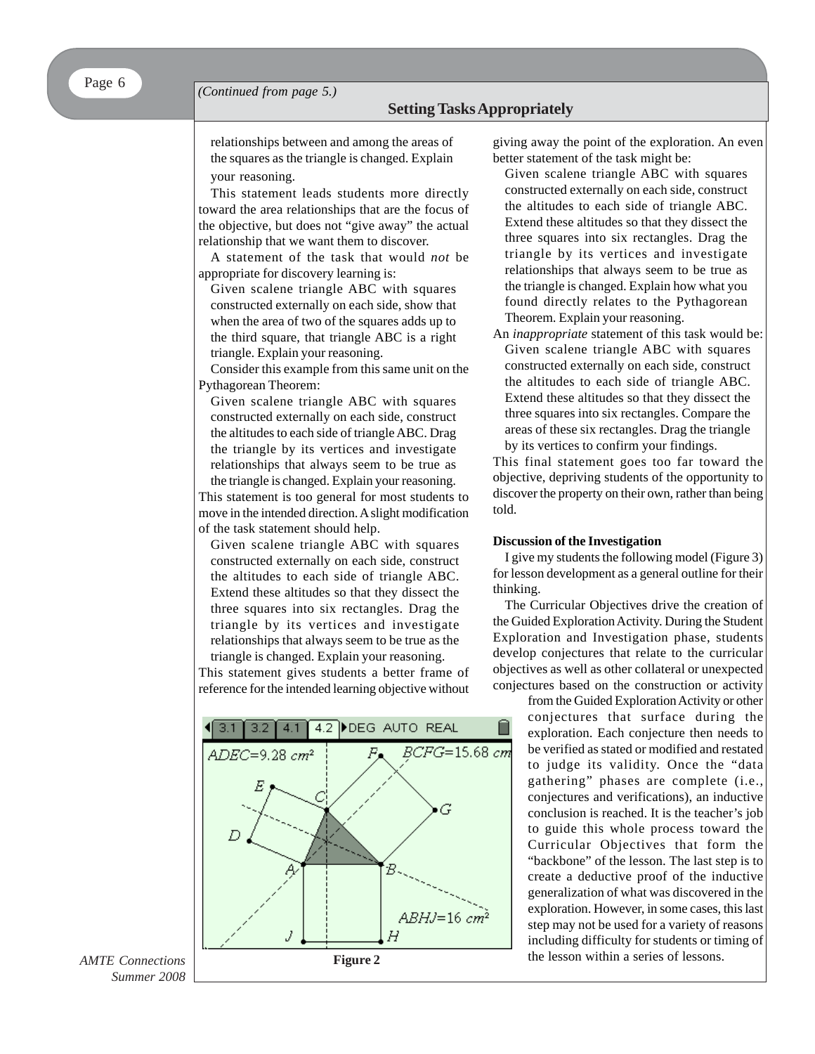*(Continued from page 5.)*

## Setting Tasks Appropriately

> relationships between and among the areas of the squares as the triangle is changed. Explain your reasoning.

This statement leads students more directly toward the area relationships that are the focus of the objective, but does not "give away" the actual relationship that we want them to discover.

A statement of the task that would *not* be appropriate for discovery learning is:

> Given scalene triangle ABC with squares constructed externally on each side, show that when the area of two of the squares adds up to the third square, that triangle ABC is a right triangle. Explain your reasoning.

Consider this example from this same unit on the Pythagorean Theorem:

> Given scalene triangle ABC with squares constructed externally on each side, construct the altitudes to each side of triangle ABC. Drag the triangle by its vertices and investigate relationships that always seem to be true as the triangle is changed. Explain your reasoning.

This statement is too general for most students to move in the intended direction. A slight modification of the task statement should help.

> Given scalene triangle ABC with squares constructed externally on each side, construct the altitudes to each side of triangle ABC. Extend these altitudes so that they dissect the three squares into six rectangles. Drag the triangle by its vertices and investigate relationships that always seem to be true as the triangle is changed. Explain your reasoning.

This statement gives students a better frame of reference for the intended learning objective without giving away the point of the exploration. An even better statement of the task might be:

> Given scalene triangle ABC with squares constructed externally on each side, construct the altitudes to each side of triangle ABC. Extend these altitudes so that they dissect the three squares into six rectangles. Drag the triangle by its vertices and investigate relationships that always seem to be true as the triangle is changed. Explain how what you found directly relates to the Pythagorean Theorem. Explain your reasoning.

An *inappropriate* statement of this task would be:

> Given scalene triangle ABC with squares constructed externally on each side, construct the altitudes to each side of triangle ABC. Extend these altitudes so that they dissect the three squares into six rectangles. Compare the areas of these six rectangles. Drag the triangle by its vertices to confirm your findings.

This final statement goes too far toward the objective, depriving students of the opportunity to discover the property on their own, rather than being told.

**Figure 2**

**Discussion of the Investigation**

I give my students the following model (Figure 3) for lesson development as a general outline for their thinking.

The Curricular Objectives drive the creation of the Guided Exploration Activity. During the Student Exploration and Investigation phase, students develop conjectures that relate to the curricular objectives as well as other collateral or unexpected conjectures based on the construction or activity from the Guided Exploration Activity or other conjectures that surface during the exploration. Each conjecture then needs to be verified as stated or modified and restated to judge its validity. Once the "data gathering" phases are complete (i.e., conjectures and verifications), an inductive conclusion is reached. It is the teacher's job to guide this whole process toward the Curricular Objectives that form the "backbone" of the lesson. The last step is to create a deductive proof of the inductive generalization of what was discovered in the exploration. However, in some cases, this last step may not be used for a variety of reasons including difficulty for students or timing of the lesson within a series of lessons.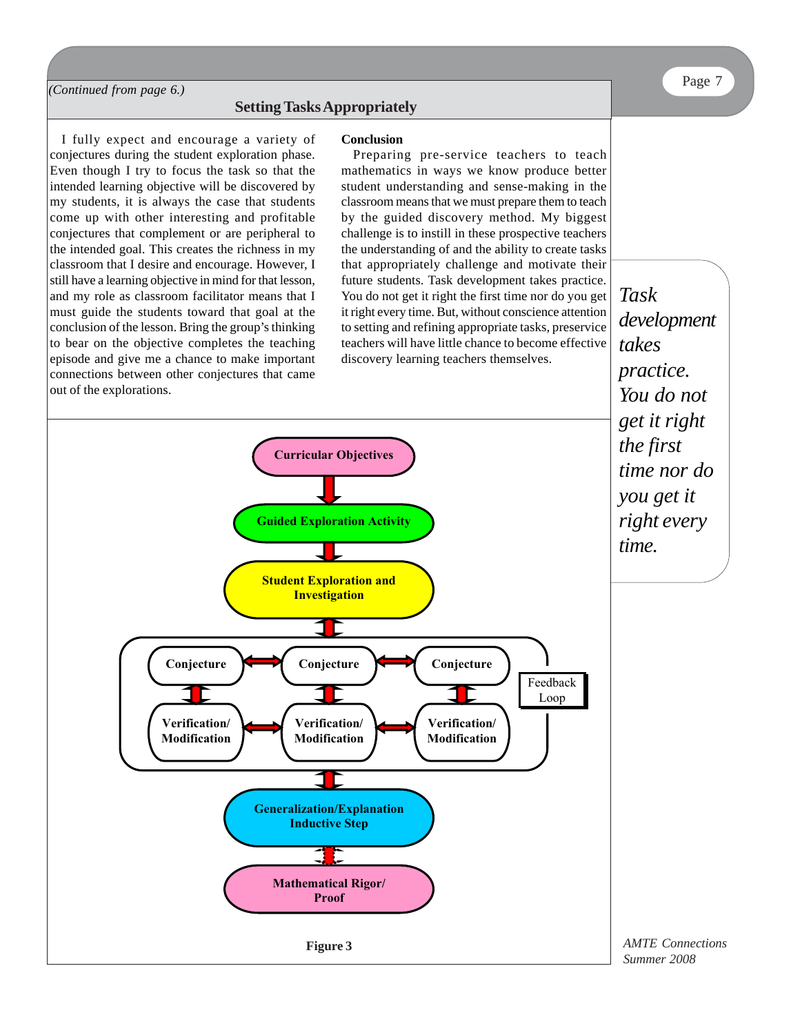*(Continued from page 6.)*

## Setting Tasks Appropriately

I fully expect and encourage a variety of conjectures during the student exploration phase. Even though I try to focus the task so that the intended learning objective will be discovered by my students, it is always the case that students come up with other interesting and profitable conjectures that complement or are peripheral to the intended goal. This creates the richness in my classroom that I desire and encourage. However, I still have a learning objective in mind for that lesson, and my role as classroom facilitator means that I must guide the students toward that goal at the conclusion of the lesson. Bring the group's thinking to bear on the objective completes the teaching episode and give me a chance to make important connections between other conjectures that came out of the explorations.

**Conclusion**

Preparing pre-service teachers to teach mathematics in ways we know produce better student understanding and sense-making in the classroom means that we must prepare them to teach by the guided discovery method. My biggest challenge is to instill in these prospective teachers the understanding of and the ability to create tasks that appropriately challenge and motivate their future students. Task development takes practice. You do not get it right the first time nor do you get it right every time. But, without conscience attention to setting and refining appropriate tasks, preservice teachers will have little chance to become effective discovery learning teachers themselves.

*Task development takes practice. You do not get it right the first time nor do you get it right every time.*

Curricular Objectives → Guided Exploration Activity → Student Exploration and Investigation ↔ [Feedback Loop: Conjecture ↔ Conjecture ↔ Conjecture; each Conjecture ↔ Verification/ Modification; Verification/ Modification ↔ Verification/ Modification ↔ Verification/ Modification] ↔ Generalization/Explanation Inductive Step ↔ Mathematical Rigor/ Proof

**Figure 3**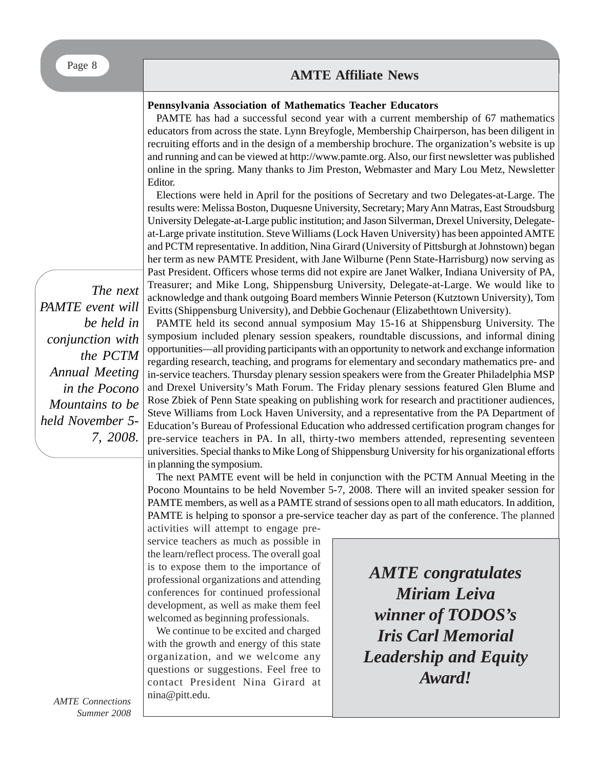## AMTE Affiliate News

**Pennsylvania Association of Mathematics Teacher Educators**

PAMTE has had a successful second year with a current membership of 67 mathematics educators from across the state. Lynn Breyfogle, Membership Chairperson, has been diligent in recruiting efforts and in the design of a membership brochure. The organization's website is up and running and can be viewed at http://www.pamte.org. Also, our first newsletter was published online in the spring. Many thanks to Jim Preston, Webmaster and Mary Lou Metz, Newsletter Editor.

Elections were held in April for the positions of Secretary and two Delegates-at-Large. The results were: Melissa Boston, Duquesne University, Secretary; Mary Ann Matras, East Stroudsburg University Delegate-at-Large public institution; and Jason Silverman, Drexel University, Delegate-at-Large private institution. Steve Williams (Lock Haven University) has been appointed AMTE and PCTM representative. In addition, Nina Girard (University of Pittsburgh at Johnstown) began her term as new PAMTE President, with Jane Wilburne (Penn State-Harrisburg) now serving as Past President. Officers whose terms did not expire are Janet Walker, Indiana University of PA, Treasurer; and Mike Long, Shippensburg University, Delegate-at-Large. We would like to acknowledge and thank outgoing Board members Winnie Peterson (Kutztown University), Tom Evitts (Shippensburg University), and Debbie Gochenaur (Elizabethtown University).

*The next PAMTE event will be held in conjunction with the PCTM Annual Meeting in the Pocono Mountains to be held November 5-7, 2008.*

PAMTE held its second annual symposium May 15-16 at Shippensburg University. The symposium included plenary session speakers, roundtable discussions, and informal dining opportunities—all providing participants with an opportunity to network and exchange information regarding research, teaching, and programs for elementary and secondary mathematics pre- and in-service teachers. Thursday plenary session speakers were from the Greater Philadelphia MSP and Drexel University's Math Forum. The Friday plenary sessions featured Glen Blume and Rose Zbiek of Penn State speaking on publishing work for research and practitioner audiences, Steve Williams from Lock Haven University, and a representative from the PA Department of Education's Bureau of Professional Education who addressed certification program changes for pre-service teachers in PA. In all, thirty-two members attended, representing seventeen universities. Special thanks to Mike Long of Shippensburg University for his organizational efforts in planning the symposium.

The next PAMTE event will be held in conjunction with the PCTM Annual Meeting in the Pocono Mountains to be held November 5-7, 2008. There will an invited speaker session for PAMTE members, as well as a PAMTE strand of sessions open to all math educators. In addition, PAMTE is helping to sponsor a pre-service teacher day as part of the conference. The planned activities will attempt to engage pre-service teachers as much as possible in the learn/reflect process. The overall goal is to expose them to the importance of professional organizations and attending conferences for continued professional development, as well as make them feel welcomed as beginning professionals.

We continue to be excited and charged with the growth and energy of this state organization, and we welcome any questions or suggestions. Feel free to contact President Nina Girard at nina@pitt.edu.

***AMTE congratulates Miriam Leiva winner of TODOS's Iris Carl Memorial Leadership and Equity Award!***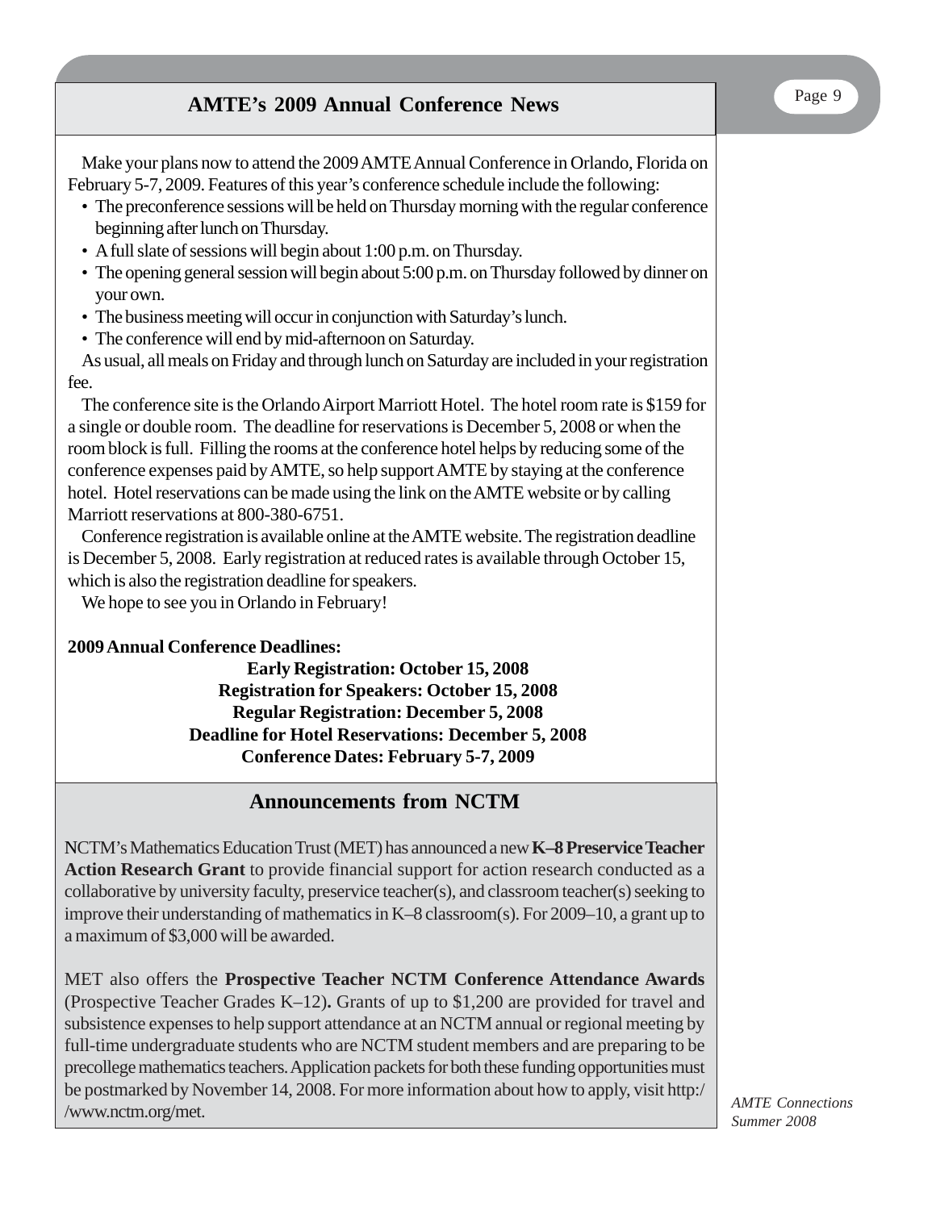## AMTE's 2009 Annual Conference News

Make your plans now to attend the 2009 AMTE Annual Conference in Orlando, Florida on February 5-7, 2009. Features of this year's conference schedule include the following:

- The preconference sessions will be held on Thursday morning with the regular conference beginning after lunch on Thursday.
- A full slate of sessions will begin about 1:00 p.m. on Thursday.
- The opening general session will begin about 5:00 p.m. on Thursday followed by dinner on your own.
- The business meeting will occur in conjunction with Saturday's lunch.
- The conference will end by mid-afternoon on Saturday.

As usual, all meals on Friday and through lunch on Saturday are included in your registration fee.

The conference site is the Orlando Airport Marriott Hotel. The hotel room rate is $159 for a single or double room. The deadline for reservations is December 5, 2008 or when the room block is full. Filling the rooms at the conference hotel helps by reducing some of the conference expenses paid by AMTE, so help support AMTE by staying at the conference hotel. Hotel reservations can be made using the link on the AMTE website or by calling Marriott reservations at 800-380-6751.

Conference registration is available online at the AMTE website. The registration deadline is December 5, 2008. Early registration at reduced rates is available through October 15, which is also the registration deadline for speakers.

We hope to see you in Orlando in February!

**2009 Annual Conference Deadlines:**

**Early Registration: October 15, 2008**
**Registration for Speakers: October 15, 2008**
**Regular Registration: December 5, 2008**
**Deadline for Hotel Reservations: December 5, 2008**
**Conference Dates: February 5-7, 2009**

## Announcements from NCTM

NCTM's Mathematics Education Trust (MET) has announced a new **K–8 Preservice Teacher Action Research Grant** to provide financial support for action research conducted as a collaborative by university faculty, preservice teacher(s), and classroom teacher(s) seeking to improve their understanding of mathematics in K–8 classroom(s). For 2009–10, a grant up to a maximum of $3,000 will be awarded.

MET also offers the **Prospective Teacher NCTM Conference Attendance Awards** (Prospective Teacher Grades K–12). Grants of up to $1,200 are provided for travel and subsistence expenses to help support attendance at an NCTM annual or regional meeting by full-time undergraduate students who are NCTM student members and are preparing to be precollege mathematics teachers. Application packets for both these funding opportunities must be postmarked by November 14, 2008. For more information about how to apply, visit http://www.nctm.org/met.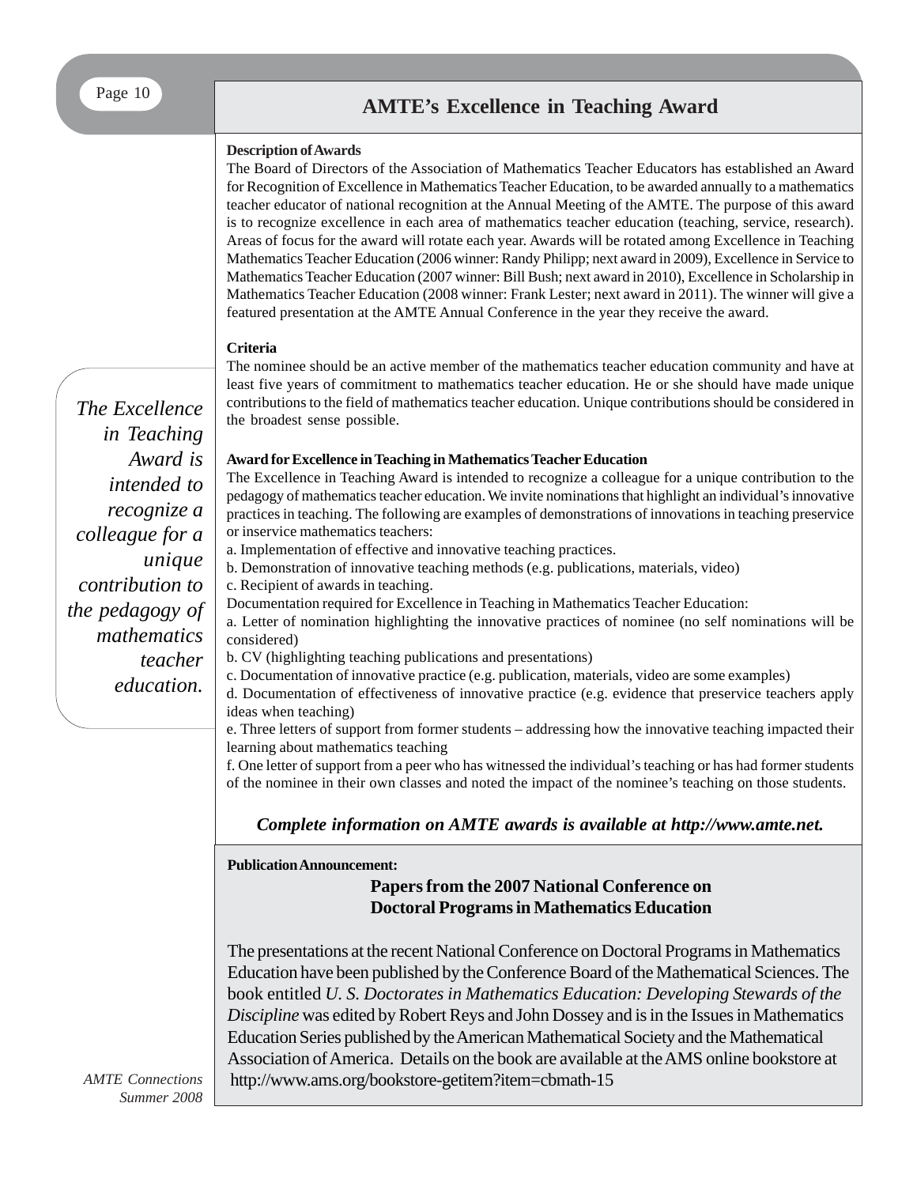## AMTE's Excellence in Teaching Award

**Description of Awards**

The Board of Directors of the Association of Mathematics Teacher Educators has established an Award for Recognition of Excellence in Mathematics Teacher Education, to be awarded annually to a mathematics teacher educator of national recognition at the Annual Meeting of the AMTE. The purpose of this award is to recognize excellence in each area of mathematics teacher education (teaching, service, research). Areas of focus for the award will rotate each year. Awards will be rotated among Excellence in Teaching Mathematics Teacher Education (2006 winner: Randy Philipp; next award in 2009), Excellence in Service to Mathematics Teacher Education (2007 winner: Bill Bush; next award in 2010), Excellence in Scholarship in Mathematics Teacher Education (2008 winner: Frank Lester; next award in 2011). The winner will give a featured presentation at the AMTE Annual Conference in the year they receive the award.

**Criteria**

The nominee should be an active member of the mathematics teacher education community and have at least five years of commitment to mathematics teacher education. He or she should have made unique contributions to the field of mathematics teacher education. Unique contributions should be considered in the broadest sense possible.

*The Excellence in Teaching Award is intended to recognize a colleague for a unique contribution to the pedagogy of mathematics teacher education.*

**Award for Excellence in Teaching in Mathematics Teacher Education**

The Excellence in Teaching Award is intended to recognize a colleague for a unique contribution to the pedagogy of mathematics teacher education. We invite nominations that highlight an individual's innovative practices in teaching. The following are examples of demonstrations of innovations in teaching preservice or inservice mathematics teachers:

a. Implementation of effective and innovative teaching practices.
b. Demonstration of innovative teaching methods (e.g. publications, materials, video)
c. Recipient of awards in teaching.

Documentation required for Excellence in Teaching in Mathematics Teacher Education:

a. Letter of nomination highlighting the innovative practices of nominee (no self nominations will be considered)
b. CV (highlighting teaching publications and presentations)
c. Documentation of innovative practice (e.g. publication, materials, video are some examples)
d. Documentation of effectiveness of innovative practice (e.g. evidence that preservice teachers apply ideas when teaching)
e. Three letters of support from former students – addressing how the innovative teaching impacted their learning about mathematics teaching
f. One letter of support from a peer who has witnessed the individual's teaching or has had former students of the nominee in their own classes and noted the impact of the nominee's teaching on those students.

***Complete information on AMTE awards is available at http://www.amte.net.***

**Publication Announcement:**

### Papers from the 2007 National Conference on Doctoral Programs in Mathematics Education

The presentations at the recent National Conference on Doctoral Programs in Mathematics Education have been published by the Conference Board of the Mathematical Sciences. The book entitled *U. S. Doctorates in Mathematics Education: Developing Stewards of the Discipline* was edited by Robert Reys and John Dossey and is in the Issues in Mathematics Education Series published by the American Mathematical Society and the Mathematical Association of America. Details on the book are available at the AMS online bookstore at http://www.ams.org/bookstore-getitem?item=cbmath-15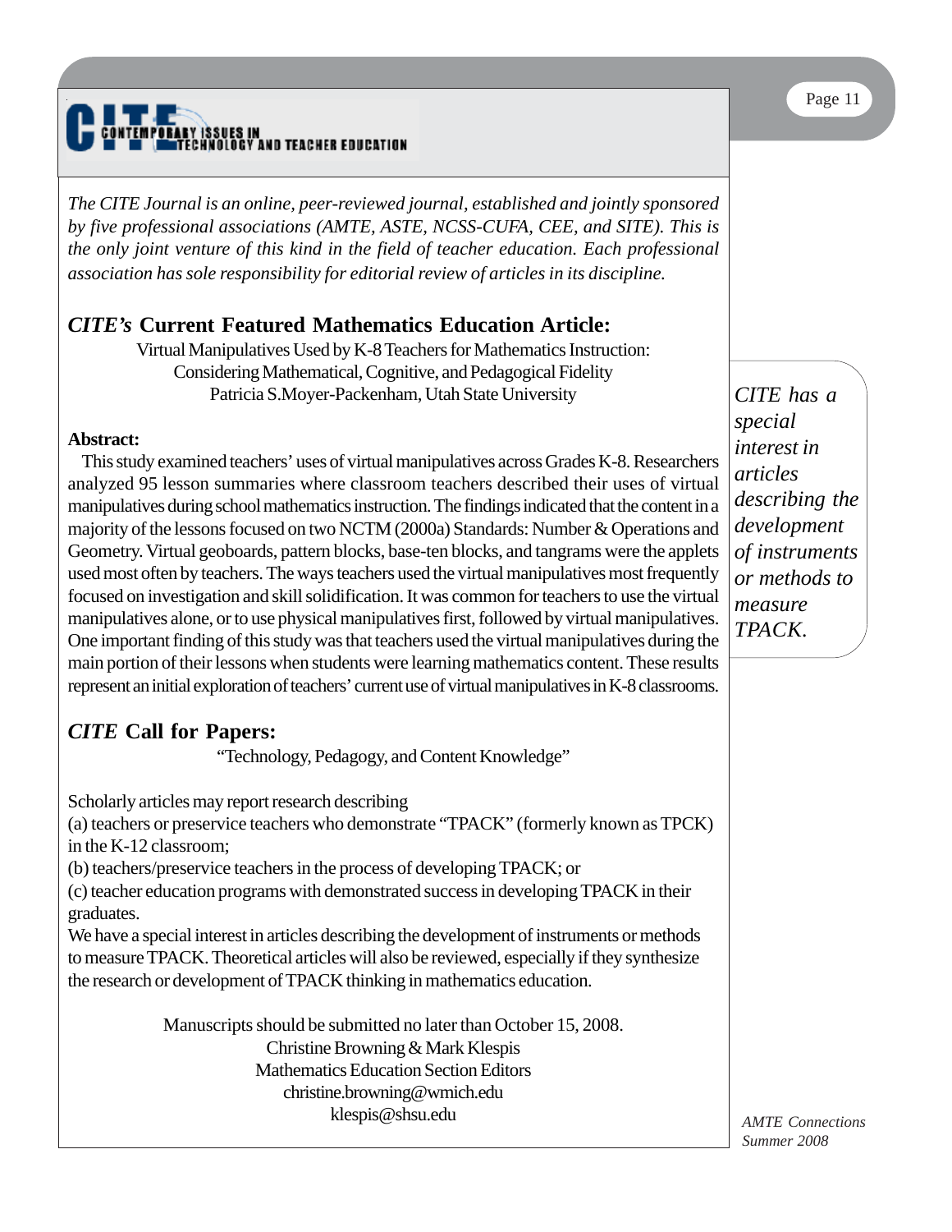CITE CONTEMPORARY ISSUES IN TECHNOLOGY AND TEACHER EDUCATION

*The CITE Journal is an online, peer-reviewed journal, established and jointly sponsored by five professional associations (AMTE, ASTE, NCSS-CUFA, CEE, and SITE). This is the only joint venture of this kind in the field of teacher education. Each professional association has sole responsibility for editorial review of articles in its discipline.*

## *CITE's* Current Featured Mathematics Education Article:

Virtual Manipulatives Used by K-8 Teachers for Mathematics Instruction:
Considering Mathematical, Cognitive, and Pedagogical Fidelity
Patricia S.Moyer-Packenham, Utah State University

**Abstract:**

This study examined teachers' uses of virtual manipulatives across Grades K-8. Researchers analyzed 95 lesson summaries where classroom teachers described their uses of virtual manipulatives during school mathematics instruction. The findings indicated that the content in a majority of the lessons focused on two NCTM (2000a) Standards: Number & Operations and Geometry. Virtual geoboards, pattern blocks, base-ten blocks, and tangrams were the applets used most often by teachers. The ways teachers used the virtual manipulatives most frequently focused on investigation and skill solidification. It was common for teachers to use the virtual manipulatives alone, or to use physical manipulatives first, followed by virtual manipulatives. One important finding of this study was that teachers used the virtual manipulatives during the main portion of their lessons when students were learning mathematics content. These results represent an initial exploration of teachers' current use of virtual manipulatives in K-8 classrooms.

*CITE has a special interest in articles describing the development of instruments or methods to measure TPACK.*

## *CITE* Call for Papers:

"Technology, Pedagogy, and Content Knowledge"

Scholarly articles may report research describing
(a) teachers or preservice teachers who demonstrate "TPACK" (formerly known as TPCK) in the K-12 classroom;
(b) teachers/preservice teachers in the process of developing TPACK; or
(c) teacher education programs with demonstrated success in developing TPACK in their graduates.
We have a special interest in articles describing the development of instruments or methods to measure TPACK. Theoretical articles will also be reviewed, especially if they synthesize the research or development of TPACK thinking in mathematics education.

Manuscripts should be submitted no later than October 15, 2008.
Christine Browning & Mark Klespis
Mathematics Education Section Editors
christine.browning@wmich.edu
klespis@shsu.edu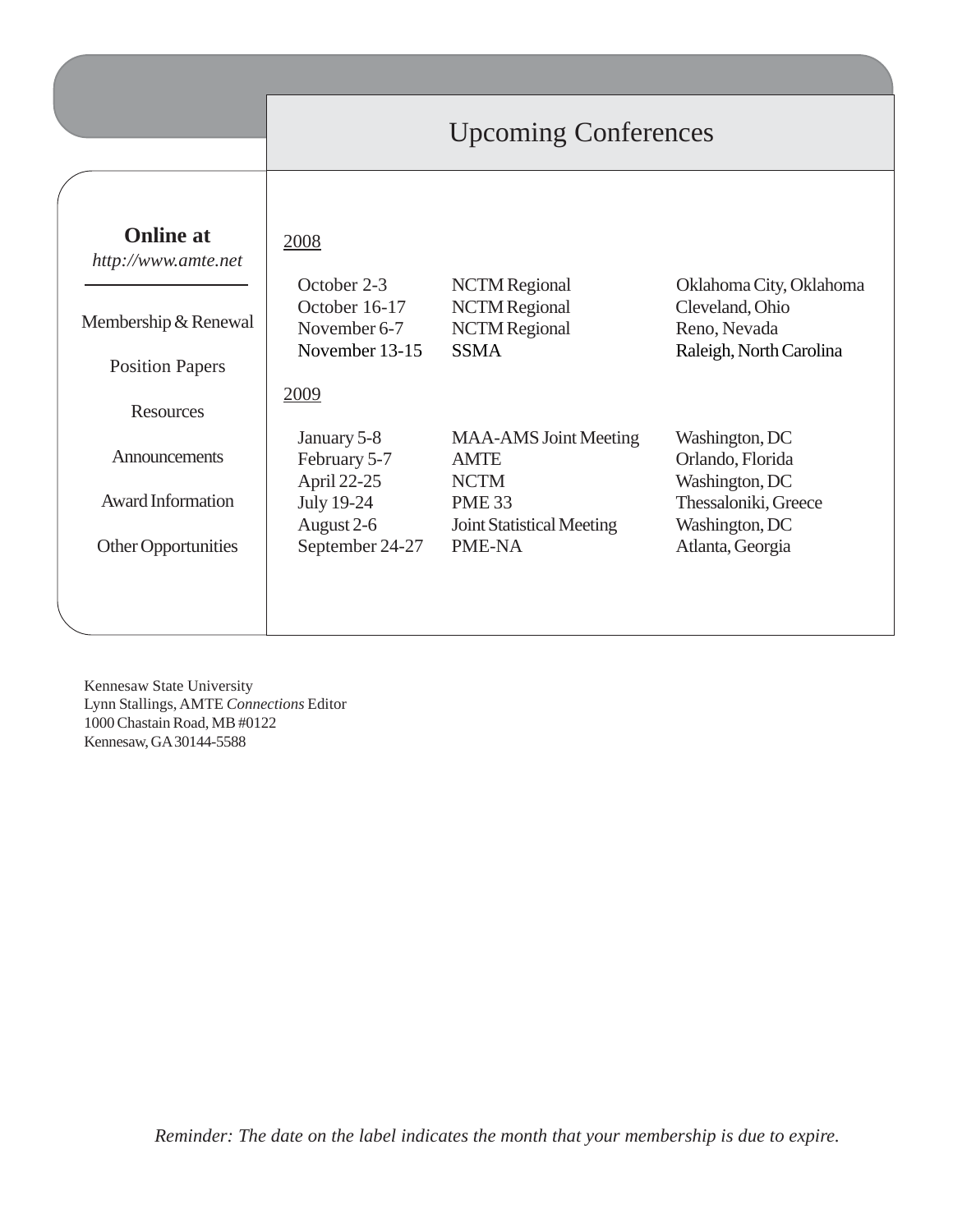**Online at**
*http://www.amte.net*

Membership & Renewal

Position Papers

Resources

Announcements

Award Information

Other Opportunities

## Upcoming Conferences

2008

| | | |
|---|---|---|
| October 2-3 | NCTM Regional | Oklahoma City, Oklahoma |
| October 16-17 | NCTM Regional | Cleveland, Ohio |
| November 6-7 | NCTM Regional | Reno, Nevada |
| November 13-15 | SSMA | Raleigh, North Carolina |

2009

| | | |
|---|---|---|
| January 5-8 | MAA-AMS Joint Meeting | Washington, DC |
| February 5-7 | AMTE | Orlando, Florida |
| April 22-25 | NCTM | Washington, DC |
| July 19-24 | PME 33 | Thessaloniki, Greece |
| August 2-6 | Joint Statistical Meeting | Washington, DC |
| September 24-27 | PME-NA | Atlanta, Georgia |

Kennesaw State University
Lynn Stallings, AMTE *Connections* Editor
1000 Chastain Road, MB #0122
Kennesaw, GA 30144-5588

*Reminder: The date on the label indicates the month that your membership is due to expire.*